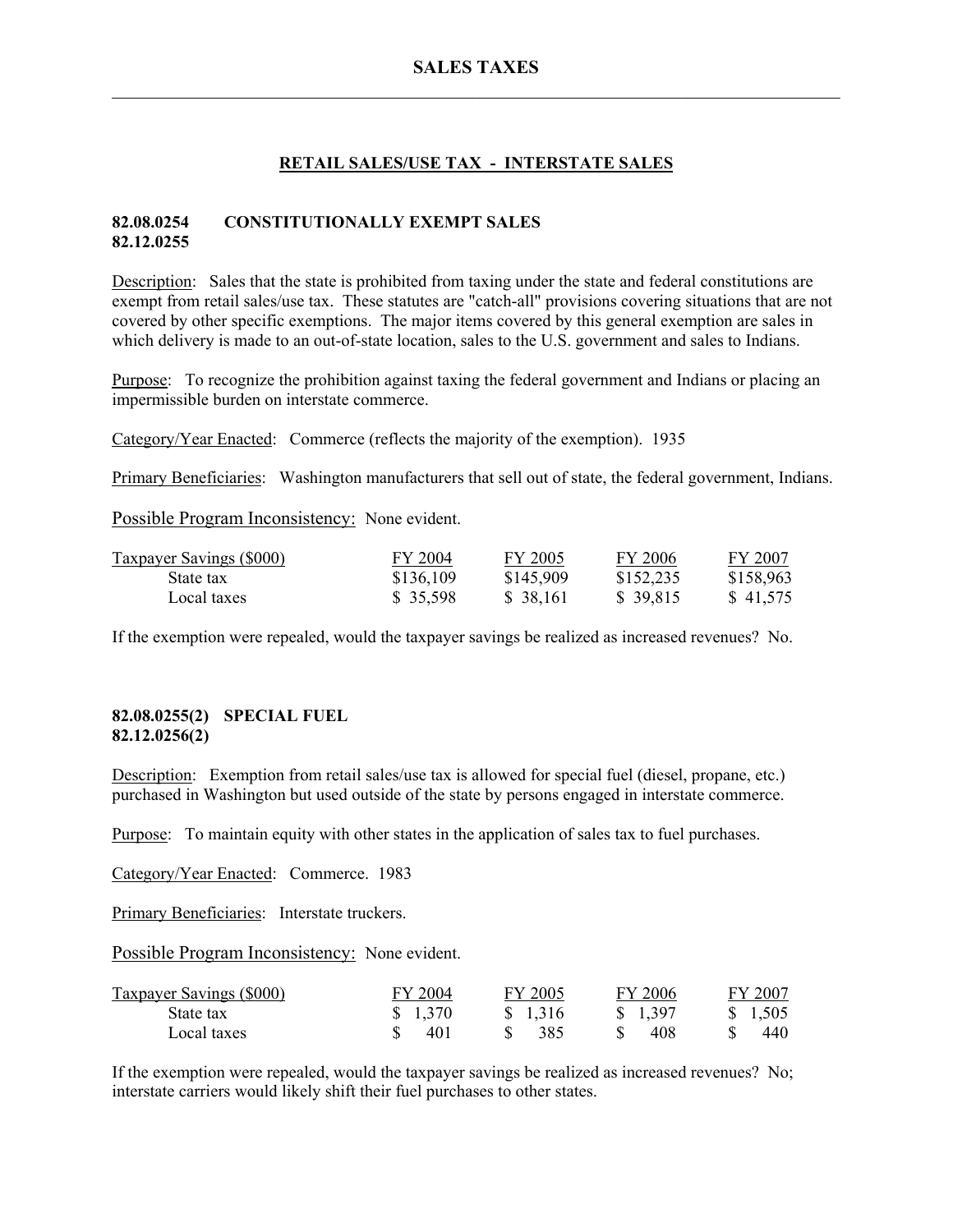# SALES TAXES

## RETAIL SALES/USE TAX - INTERSTATE SALES

### 82.08.0254 CONSTITUTIONALLY EXEMPT SALES
### 82.12.0255

Description: Sales that the state is prohibited from taxing under the state and federal constitutions are exempt from retail sales/use tax. These statutes are "catch-all" provisions covering situations that are not covered by other specific exemptions. The major items covered by this general exemption are sales in which delivery is made to an out-of-state location, sales to the U.S. government and sales to Indians.

Purpose: To recognize the prohibition against taxing the federal government and Indians or placing an impermissible burden on interstate commerce.

Category/Year Enacted: Commerce (reflects the majority of the exemption). 1935

Primary Beneficiaries: Washington manufacturers that sell out of state, the federal government, Indians.

Possible Program Inconsistency: None evident.

| Taxpayer Savings ($000) | FY 2004 | FY 2005 | FY 2006 | FY 2007 |
|---|---|---|---|---|
| State tax | $136,109 | $145,909 | $152,235 | $158,963 |
| Local taxes | $ 35,598 | $ 38,161 | $ 39,815 | $ 41,575 |

If the exemption were repealed, would the taxpayer savings be realized as increased revenues? No.

### 82.08.0255(2) SPECIAL FUEL
### 82.12.0256(2)

Description: Exemption from retail sales/use tax is allowed for special fuel (diesel, propane, etc.) purchased in Washington but used outside of the state by persons engaged in interstate commerce.

Purpose: To maintain equity with other states in the application of sales tax to fuel purchases.

Category/Year Enacted: Commerce. 1983

Primary Beneficiaries: Interstate truckers.

Possible Program Inconsistency: None evident.

| Taxpayer Savings ($000) | FY 2004 | FY 2005 | FY 2006 | FY 2007 |
|---|---|---|---|---|
| State tax | $ 1,370 | $ 1,316 | $ 1,397 | $ 1,505 |
| Local taxes | $ 401 | $ 385 | $ 408 | $ 440 |

If the exemption were repealed, would the taxpayer savings be realized as increased revenues? No; interstate carriers would likely shift their fuel purchases to other states.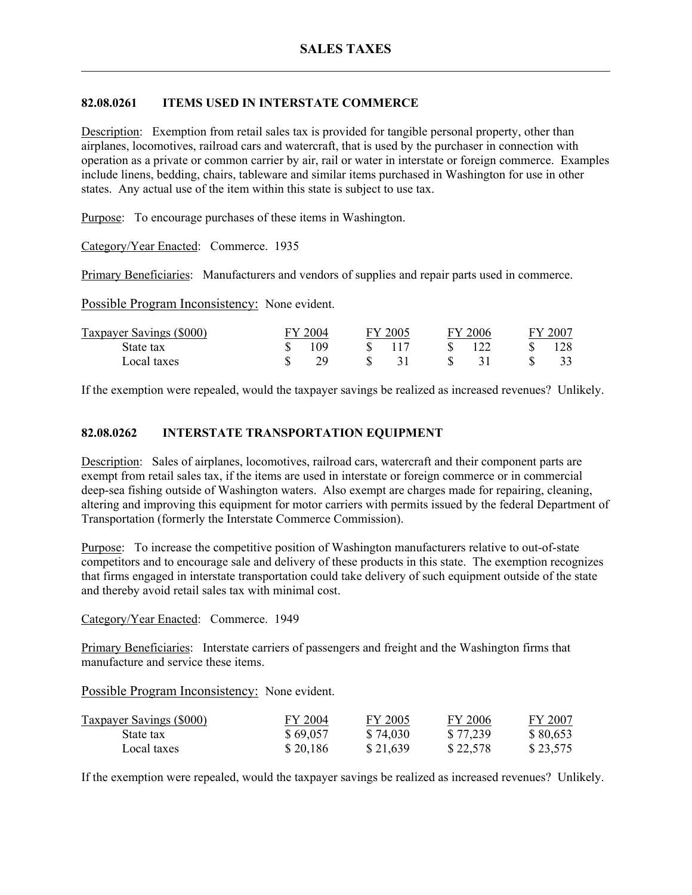# SALES TAXES

## 82.08.0261 ITEMS USED IN INTERSTATE COMMERCE

Description: Exemption from retail sales tax is provided for tangible personal property, other than airplanes, locomotives, railroad cars and watercraft, that is used by the purchaser in connection with operation as a private or common carrier by air, rail or water in interstate or foreign commerce. Examples include linens, bedding, chairs, tableware and similar items purchased in Washington for use in other states. Any actual use of the item within this state is subject to use tax.

Purpose: To encourage purchases of these items in Washington.

Category/Year Enacted: Commerce. 1935

Primary Beneficiaries: Manufacturers and vendors of supplies and repair parts used in commerce.

Possible Program Inconsistency: None evident.

| Taxpayer Savings ($000) | FY 2004 | FY 2005 | FY 2006 | FY 2007 |
|---|---|---|---|---|
| State tax | $ 109 | $ 117 | $ 122 | $ 128 |
| Local taxes | $ 29 | $ 31 | $ 31 | $ 33 |

If the exemption were repealed, would the taxpayer savings be realized as increased revenues? Unlikely.

## 82.08.0262 INTERSTATE TRANSPORTATION EQUIPMENT

Description: Sales of airplanes, locomotives, railroad cars, watercraft and their component parts are exempt from retail sales tax, if the items are used in interstate or foreign commerce or in commercial deep-sea fishing outside of Washington waters. Also exempt are charges made for repairing, cleaning, altering and improving this equipment for motor carriers with permits issued by the federal Department of Transportation (formerly the Interstate Commerce Commission).

Purpose: To increase the competitive position of Washington manufacturers relative to out-of-state competitors and to encourage sale and delivery of these products in this state. The exemption recognizes that firms engaged in interstate transportation could take delivery of such equipment outside of the state and thereby avoid retail sales tax with minimal cost.

Category/Year Enacted: Commerce. 1949

Primary Beneficiaries: Interstate carriers of passengers and freight and the Washington firms that manufacture and service these items.

Possible Program Inconsistency: None evident.

| Taxpayer Savings ($000) | FY 2004 | FY 2005 | FY 2006 | FY 2007 |
|---|---|---|---|---|
| State tax | $ 69,057 | $ 74,030 | $ 77,239 | $ 80,653 |
| Local taxes | $ 20,186 | $ 21,639 | $ 22,578 | $ 23,575 |

If the exemption were repealed, would the taxpayer savings be realized as increased revenues? Unlikely.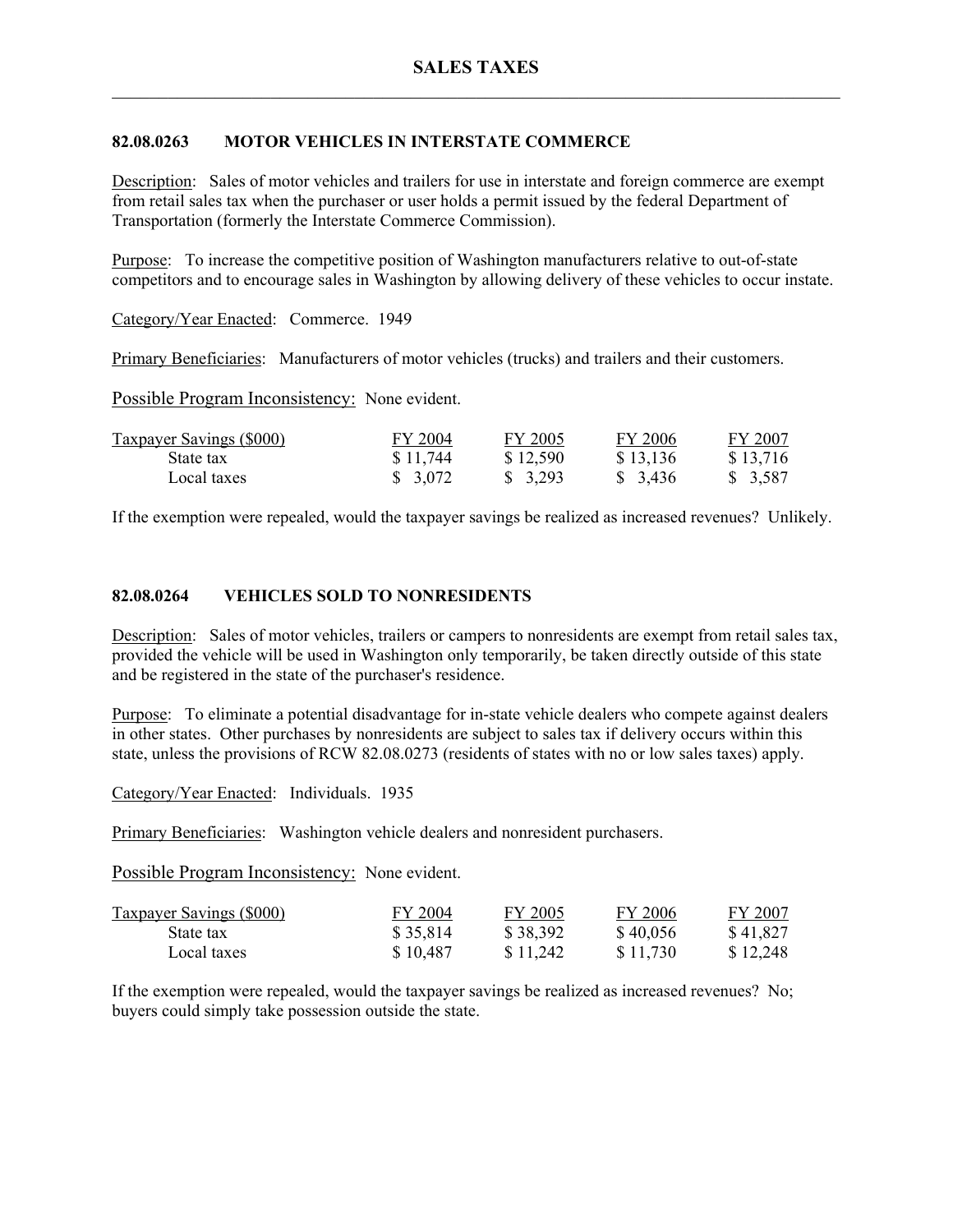## 82.08.0263 MOTOR VEHICLES IN INTERSTATE COMMERCE

Description: Sales of motor vehicles and trailers for use in interstate and foreign commerce are exempt from retail sales tax when the purchaser or user holds a permit issued by the federal Department of Transportation (formerly the Interstate Commerce Commission).

Purpose: To increase the competitive position of Washington manufacturers relative to out-of-state competitors and to encourage sales in Washington by allowing delivery of these vehicles to occur instate.

Category/Year Enacted: Commerce. 1949

Primary Beneficiaries: Manufacturers of motor vehicles (trucks) and trailers and their customers.

Possible Program Inconsistency: None evident.

| Taxpayer Savings ($000) | FY 2004 | FY 2005 | FY 2006 | FY 2007 |
|---|---|---|---|---|
| State tax | $ 11,744 | $ 12,590 | $ 13,136 | $ 13,716 |
| Local taxes | $ 3,072 | $ 3,293 | $ 3,436 | $ 3,587 |

If the exemption were repealed, would the taxpayer savings be realized as increased revenues? Unlikely.

## 82.08.0264 VEHICLES SOLD TO NONRESIDENTS

Description: Sales of motor vehicles, trailers or campers to nonresidents are exempt from retail sales tax, provided the vehicle will be used in Washington only temporarily, be taken directly outside of this state and be registered in the state of the purchaser's residence.

Purpose: To eliminate a potential disadvantage for in-state vehicle dealers who compete against dealers in other states. Other purchases by nonresidents are subject to sales tax if delivery occurs within this state, unless the provisions of RCW 82.08.0273 (residents of states with no or low sales taxes) apply.

Category/Year Enacted: Individuals. 1935

Primary Beneficiaries: Washington vehicle dealers and nonresident purchasers.

Possible Program Inconsistency: None evident.

| Taxpayer Savings ($000) | FY 2004 | FY 2005 | FY 2006 | FY 2007 |
|---|---|---|---|---|
| State tax | $ 35,814 | $ 38,392 | $ 40,056 | $ 41,827 |
| Local taxes | $ 10,487 | $ 11,242 | $ 11,730 | $ 12,248 |

If the exemption were repealed, would the taxpayer savings be realized as increased revenues? No; buyers could simply take possession outside the state.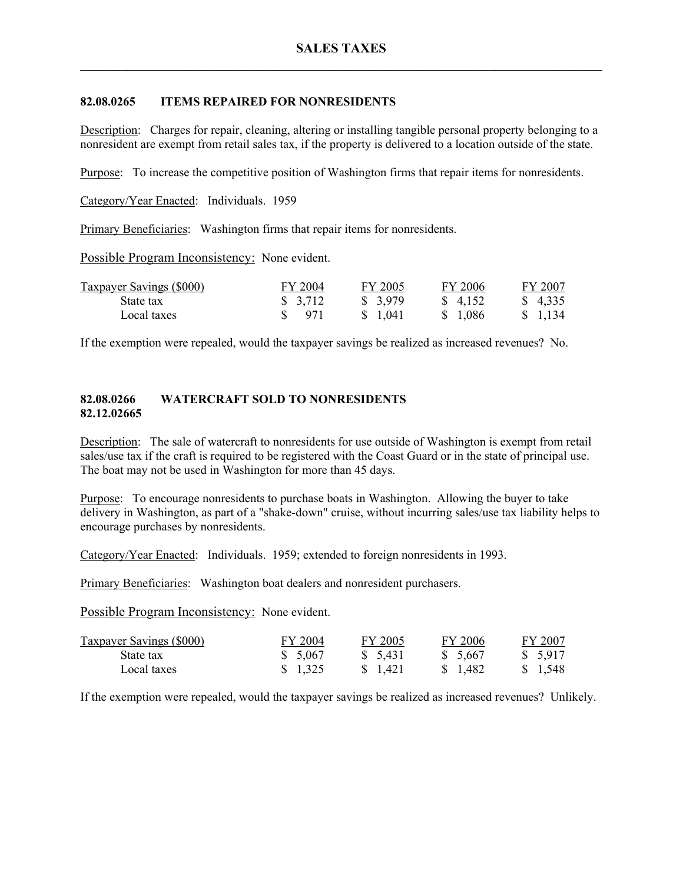## 82.08.0265 ITEMS REPAIRED FOR NONRESIDENTS

Description: Charges for repair, cleaning, altering or installing tangible personal property belonging to a nonresident are exempt from retail sales tax, if the property is delivered to a location outside of the state.

Purpose: To increase the competitive position of Washington firms that repair items for nonresidents.

Category/Year Enacted: Individuals. 1959

Primary Beneficiaries: Washington firms that repair items for nonresidents.

Possible Program Inconsistency: None evident.

| Taxpayer Savings ($000) | FY 2004 | FY 2005 | FY 2006 | FY 2007 |
|---|---|---|---|---|
| State tax | $ 3,712 | $ 3,979 | $ 4,152 | $ 4,335 |
| Local taxes | $ 971 | $ 1,041 | $ 1,086 | $ 1,134 |

If the exemption were repealed, would the taxpayer savings be realized as increased revenues? No.

## 82.08.0266 WATERCRAFT SOLD TO NONRESIDENTS
## 82.12.02665

Description: The sale of watercraft to nonresidents for use outside of Washington is exempt from retail sales/use tax if the craft is required to be registered with the Coast Guard or in the state of principal use. The boat may not be used in Washington for more than 45 days.

Purpose: To encourage nonresidents to purchase boats in Washington. Allowing the buyer to take delivery in Washington, as part of a "shake-down" cruise, without incurring sales/use tax liability helps to encourage purchases by nonresidents.

Category/Year Enacted: Individuals. 1959; extended to foreign nonresidents in 1993.

Primary Beneficiaries: Washington boat dealers and nonresident purchasers.

Possible Program Inconsistency: None evident.

| Taxpayer Savings ($000) | FY 2004 | FY 2005 | FY 2006 | FY 2007 |
|---|---|---|---|---|
| State tax | $ 5,067 | $ 5,431 | $ 5,667 | $ 5,917 |
| Local taxes | $ 1,325 | $ 1,421 | $ 1,482 | $ 1,548 |

If the exemption were repealed, would the taxpayer savings be realized as increased revenues? Unlikely.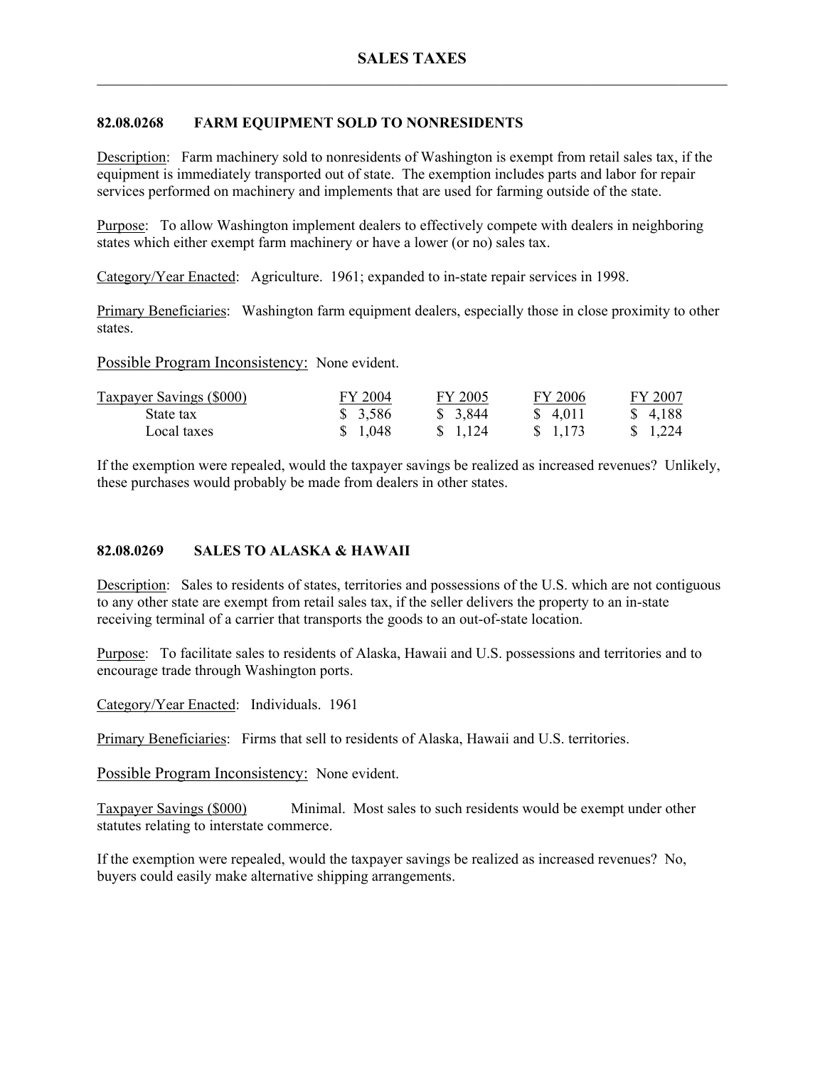# SALES TAXES

## 82.08.0268 FARM EQUIPMENT SOLD TO NONRESIDENTS

Description: Farm machinery sold to nonresidents of Washington is exempt from retail sales tax, if the equipment is immediately transported out of state. The exemption includes parts and labor for repair services performed on machinery and implements that are used for farming outside of the state.

Purpose: To allow Washington implement dealers to effectively compete with dealers in neighboring states which either exempt farm machinery or have a lower (or no) sales tax.

Category/Year Enacted: Agriculture. 1961; expanded to in-state repair services in 1998.

Primary Beneficiaries: Washington farm equipment dealers, especially those in close proximity to other states.

Possible Program Inconsistency: None evident.

| Taxpayer Savings ($000) | FY 2004 | FY 2005 | FY 2006 | FY 2007 |
|---|---|---|---|---|
| State tax | $ 3,586 | $ 3,844 | $ 4,011 | $ 4,188 |
| Local taxes | $ 1,048 | $ 1,124 | $ 1,173 | $ 1,224 |

If the exemption were repealed, would the taxpayer savings be realized as increased revenues? Unlikely, these purchases would probably be made from dealers in other states.

## 82.08.0269 SALES TO ALASKA & HAWAII

Description: Sales to residents of states, territories and possessions of the U.S. which are not contiguous to any other state are exempt from retail sales tax, if the seller delivers the property to an in-state receiving terminal of a carrier that transports the goods to an out-of-state location.

Purpose: To facilitate sales to residents of Alaska, Hawaii and U.S. possessions and territories and to encourage trade through Washington ports.

Category/Year Enacted: Individuals. 1961

Primary Beneficiaries: Firms that sell to residents of Alaska, Hawaii and U.S. territories.

Possible Program Inconsistency: None evident.

Taxpayer Savings ($000) Minimal. Most sales to such residents would be exempt under other statutes relating to interstate commerce.

If the exemption were repealed, would the taxpayer savings be realized as increased revenues? No, buyers could easily make alternative shipping arrangements.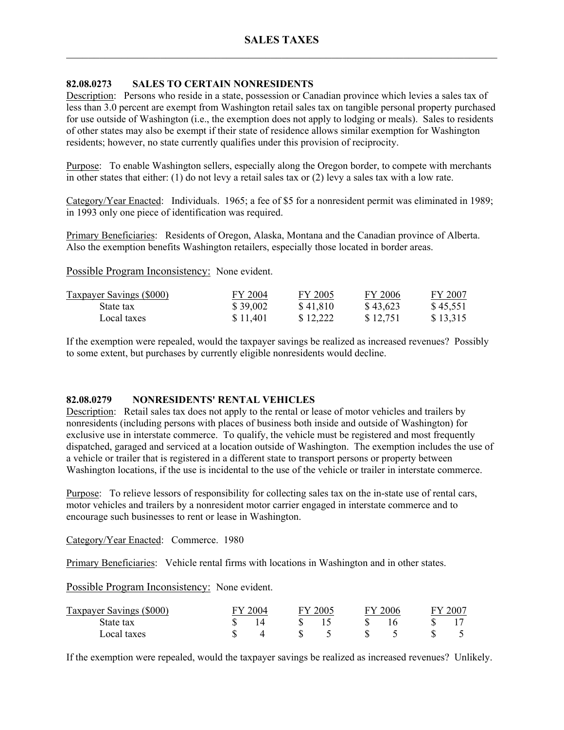# SALES TAXES

## 82.08.0273 SALES TO CERTAIN NONRESIDENTS

Description: Persons who reside in a state, possession or Canadian province which levies a sales tax of less than 3.0 percent are exempt from Washington retail sales tax on tangible personal property purchased for use outside of Washington (i.e., the exemption does not apply to lodging or meals). Sales to residents of other states may also be exempt if their state of residence allows similar exemption for Washington residents; however, no state currently qualifies under this provision of reciprocity.

Purpose: To enable Washington sellers, especially along the Oregon border, to compete with merchants in other states that either: (1) do not levy a retail sales tax or (2) levy a sales tax with a low rate.

Category/Year Enacted: Individuals. 1965; a fee of $5 for a nonresident permit was eliminated in 1989; in 1993 only one piece of identification was required.

Primary Beneficiaries: Residents of Oregon, Alaska, Montana and the Canadian province of Alberta. Also the exemption benefits Washington retailers, especially those located in border areas.

Possible Program Inconsistency: None evident.

| Taxpayer Savings ($000) | FY 2004 | FY 2005 | FY 2006 | FY 2007 |
|---|---|---|---|---|
| State tax | $ 39,002 | $ 41,810 | $ 43,623 | $ 45,551 |
| Local taxes | $ 11,401 | $ 12,222 | $ 12,751 | $ 13,315 |

If the exemption were repealed, would the taxpayer savings be realized as increased revenues? Possibly to some extent, but purchases by currently eligible nonresidents would decline.

## 82.08.0279 NONRESIDENTS' RENTAL VEHICLES

Description: Retail sales tax does not apply to the rental or lease of motor vehicles and trailers by nonresidents (including persons with places of business both inside and outside of Washington) for exclusive use in interstate commerce. To qualify, the vehicle must be registered and most frequently dispatched, garaged and serviced at a location outside of Washington. The exemption includes the use of a vehicle or trailer that is registered in a different state to transport persons or property between Washington locations, if the use is incidental to the use of the vehicle or trailer in interstate commerce.

Purpose: To relieve lessors of responsibility for collecting sales tax on the in-state use of rental cars, motor vehicles and trailers by a nonresident motor carrier engaged in interstate commerce and to encourage such businesses to rent or lease in Washington.

Category/Year Enacted: Commerce. 1980

Primary Beneficiaries: Vehicle rental firms with locations in Washington and in other states.

Possible Program Inconsistency: None evident.

| Taxpayer Savings ($000) | FY 2004 | FY 2005 | FY 2006 | FY 2007 |
|---|---|---|---|---|
| State tax | $ 14 | $ 15 | $ 16 | $ 17 |
| Local taxes | $ 4 | $ 5 | $ 5 | $ 5 |

If the exemption were repealed, would the taxpayer savings be realized as increased revenues? Unlikely.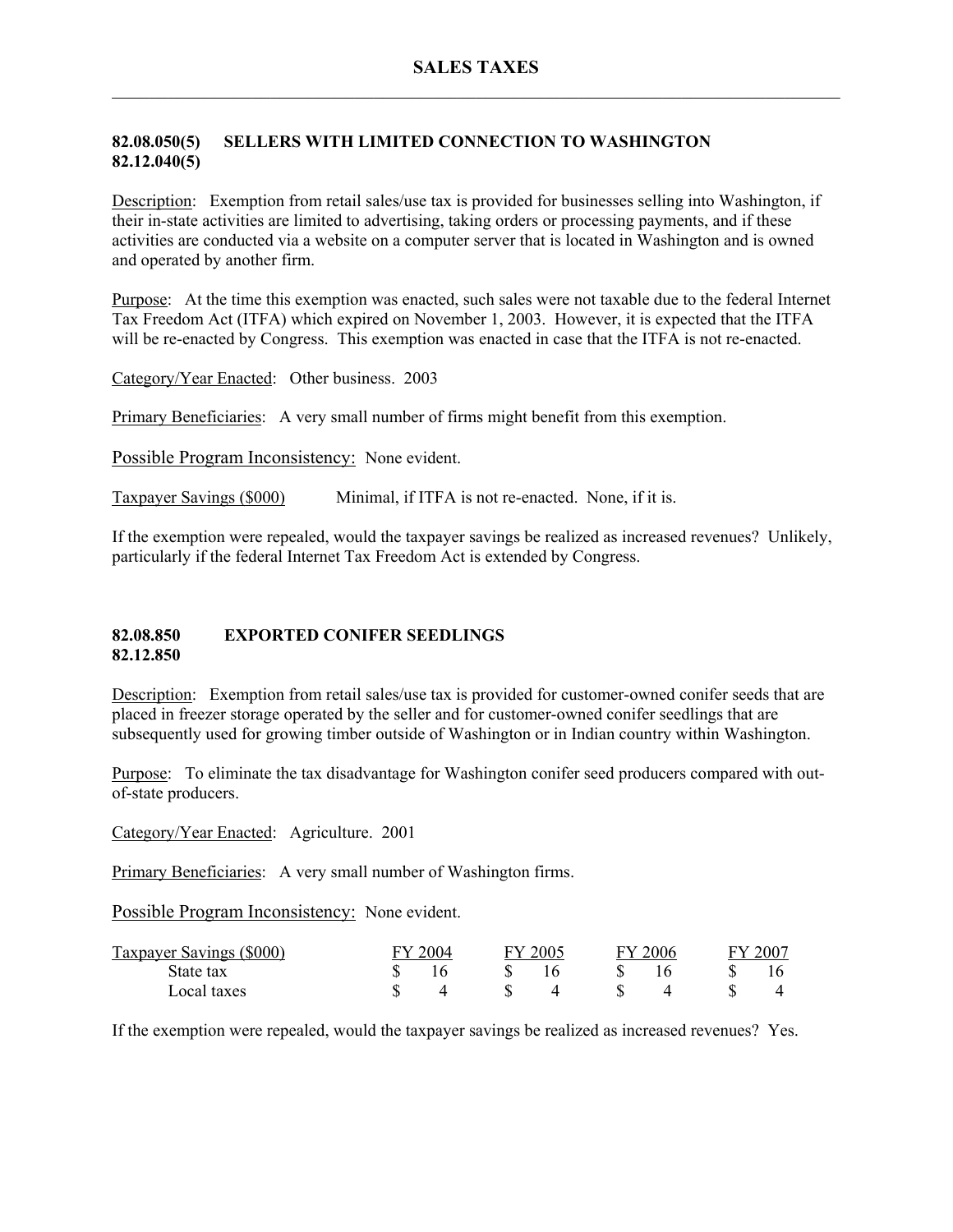## 82.08.050(5) SELLERS WITH LIMITED CONNECTION TO WASHINGTON
## 82.12.040(5)

Description: Exemption from retail sales/use tax is provided for businesses selling into Washington, if their in-state activities are limited to advertising, taking orders or processing payments, and if these activities are conducted via a website on a computer server that is located in Washington and is owned and operated by another firm.

Purpose: At the time this exemption was enacted, such sales were not taxable due to the federal Internet Tax Freedom Act (ITFA) which expired on November 1, 2003. However, it is expected that the ITFA will be re-enacted by Congress. This exemption was enacted in case that the ITFA is not re-enacted.

Category/Year Enacted: Other business. 2003

Primary Beneficiaries: A very small number of firms might benefit from this exemption.

Possible Program Inconsistency: None evident.

Taxpayer Savings ($000) Minimal, if ITFA is not re-enacted. None, if it is.

If the exemption were repealed, would the taxpayer savings be realized as increased revenues? Unlikely, particularly if the federal Internet Tax Freedom Act is extended by Congress.

## 82.08.850 EXPORTED CONIFER SEEDLINGS
## 82.12.850

Description: Exemption from retail sales/use tax is provided for customer-owned conifer seeds that are placed in freezer storage operated by the seller and for customer-owned conifer seedlings that are subsequently used for growing timber outside of Washington or in Indian country within Washington.

Purpose: To eliminate the tax disadvantage for Washington conifer seed producers compared with out-of-state producers.

Category/Year Enacted: Agriculture. 2001

Primary Beneficiaries: A very small number of Washington firms.

Possible Program Inconsistency: None evident.

| Taxpayer Savings ($000) | FY 2004 | FY 2005 | FY 2006 | FY 2007 |
|---|---|---|---|---|
| State tax | $ 16 | $ 16 | $ 16 | $ 16 |
| Local taxes | $ 4 | $ 4 | $ 4 | $ 4 |

If the exemption were repealed, would the taxpayer savings be realized as increased revenues? Yes.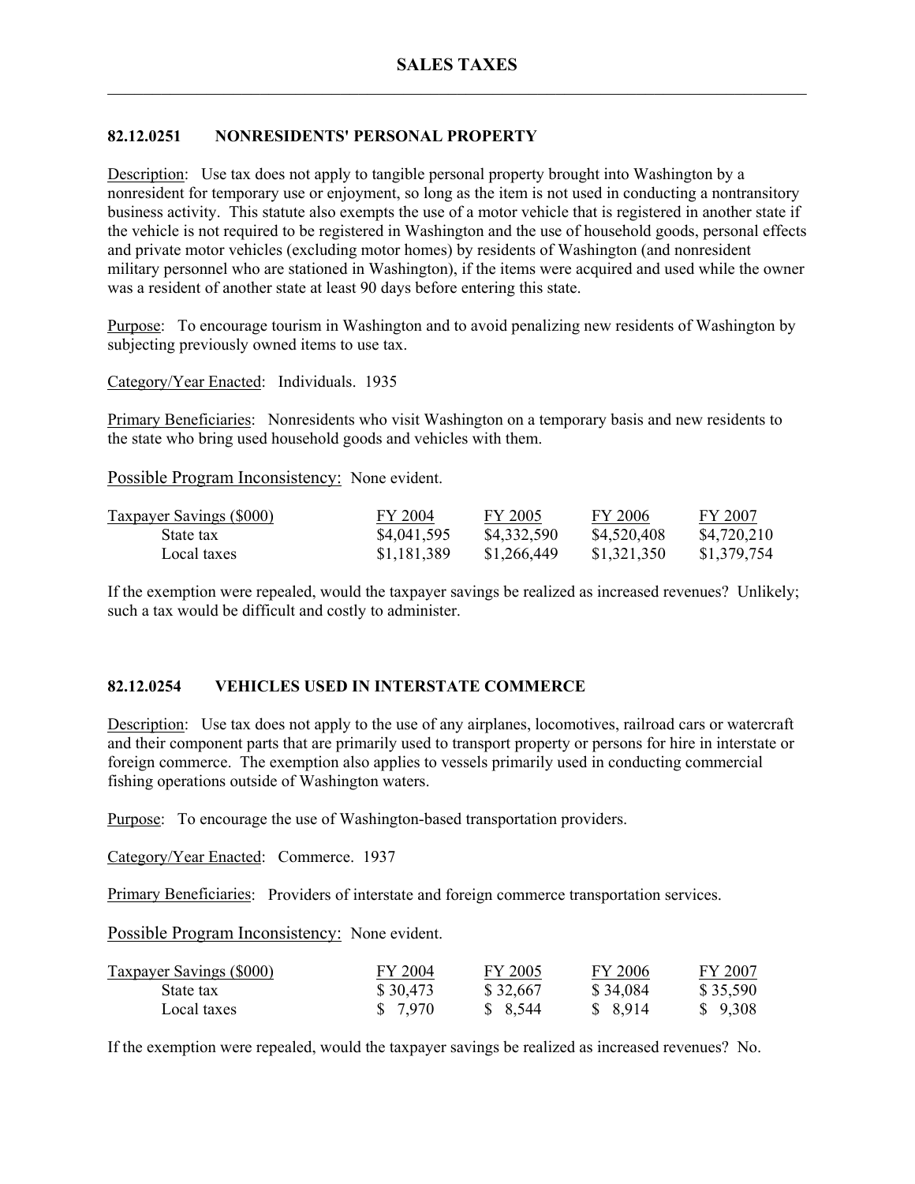## 82.12.0251 NONRESIDENTS' PERSONAL PROPERTY

Description: Use tax does not apply to tangible personal property brought into Washington by a nonresident for temporary use or enjoyment, so long as the item is not used in conducting a nontransitory business activity. This statute also exempts the use of a motor vehicle that is registered in another state if the vehicle is not required to be registered in Washington and the use of household goods, personal effects and private motor vehicles (excluding motor homes) by residents of Washington (and nonresident military personnel who are stationed in Washington), if the items were acquired and used while the owner was a resident of another state at least 90 days before entering this state.

Purpose: To encourage tourism in Washington and to avoid penalizing new residents of Washington by subjecting previously owned items to use tax.

Category/Year Enacted: Individuals. 1935

Primary Beneficiaries: Nonresidents who visit Washington on a temporary basis and new residents to the state who bring used household goods and vehicles with them.

Possible Program Inconsistency: None evident.

| Taxpayer Savings ($000) | FY 2004 | FY 2005 | FY 2006 | FY 2007 |
|---|---|---|---|---|
| State tax | $4,041,595 | $4,332,590 | $4,520,408 | $4,720,210 |
| Local taxes | $1,181,389 | $1,266,449 | $1,321,350 | $1,379,754 |

If the exemption were repealed, would the taxpayer savings be realized as increased revenues? Unlikely; such a tax would be difficult and costly to administer.

## 82.12.0254 VEHICLES USED IN INTERSTATE COMMERCE

Description: Use tax does not apply to the use of any airplanes, locomotives, railroad cars or watercraft and their component parts that are primarily used to transport property or persons for hire in interstate or foreign commerce. The exemption also applies to vessels primarily used in conducting commercial fishing operations outside of Washington waters.

Purpose: To encourage the use of Washington-based transportation providers.

Category/Year Enacted: Commerce. 1937

Primary Beneficiaries: Providers of interstate and foreign commerce transportation services.

Possible Program Inconsistency: None evident.

| Taxpayer Savings ($000) | FY 2004 | FY 2005 | FY 2006 | FY 2007 |
|---|---|---|---|---|
| State tax | $ 30,473 | $ 32,667 | $ 34,084 | $ 35,590 |
| Local taxes | $ 7,970 | $ 8,544 | $ 8,914 | $ 9,308 |

If the exemption were repealed, would the taxpayer savings be realized as increased revenues? No.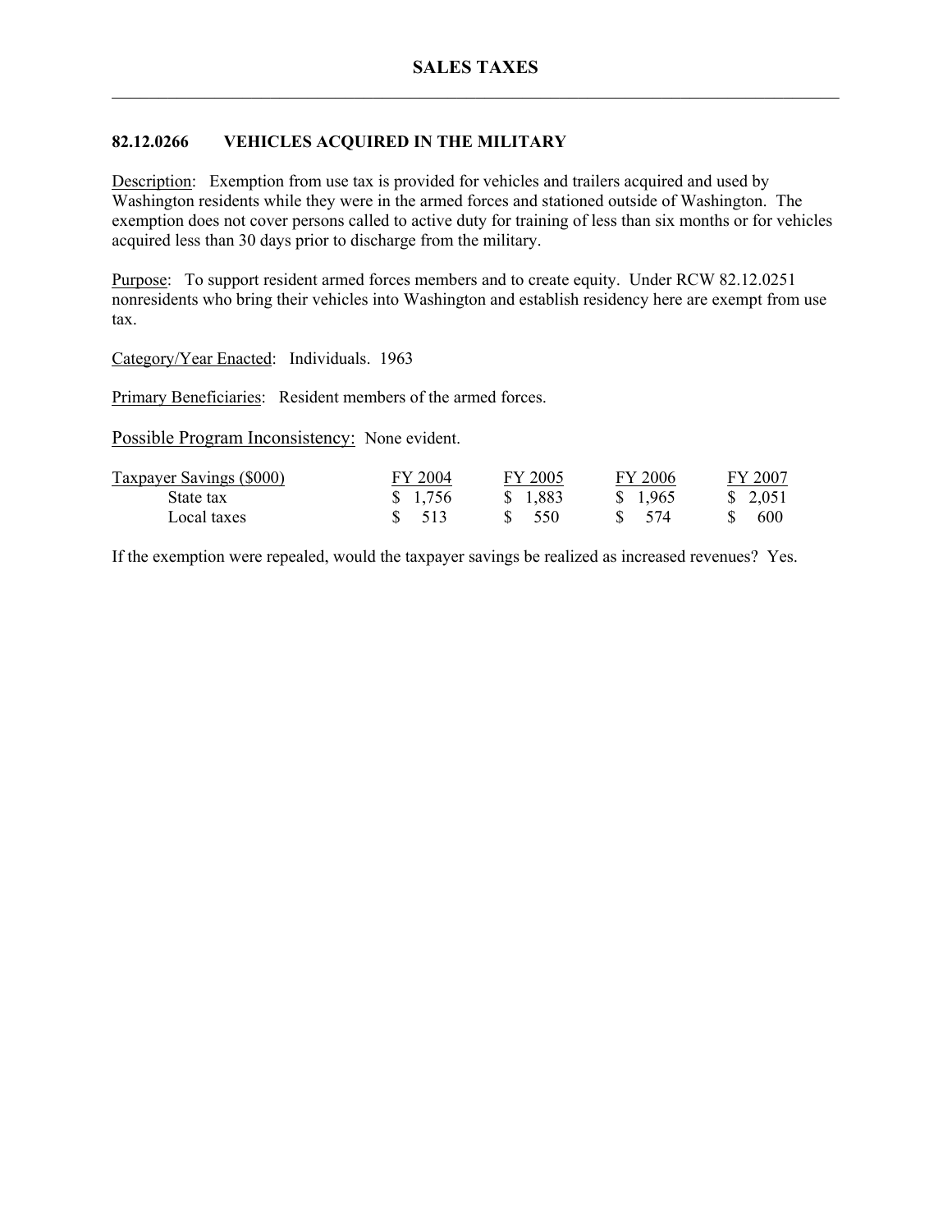## 82.12.0266 VEHICLES ACQUIRED IN THE MILITARY

Description: Exemption from use tax is provided for vehicles and trailers acquired and used by Washington residents while they were in the armed forces and stationed outside of Washington. The exemption does not cover persons called to active duty for training of less than six months or for vehicles acquired less than 30 days prior to discharge from the military.

Purpose: To support resident armed forces members and to create equity. Under RCW 82.12.0251 nonresidents who bring their vehicles into Washington and establish residency here are exempt from use tax.

Category/Year Enacted: Individuals. 1963

Primary Beneficiaries: Resident members of the armed forces.

Possible Program Inconsistency: None evident.

| Taxpayer Savings ($000) | FY 2004 | FY 2005 | FY 2006 | FY 2007 |
|---|---|---|---|---|
| State tax | $ 1,756 | $ 1,883 | $ 1,965 | $ 2,051 |
| Local taxes | $ 513 | $ 550 | $ 574 | $ 600 |

If the exemption were repealed, would the taxpayer savings be realized as increased revenues? Yes.